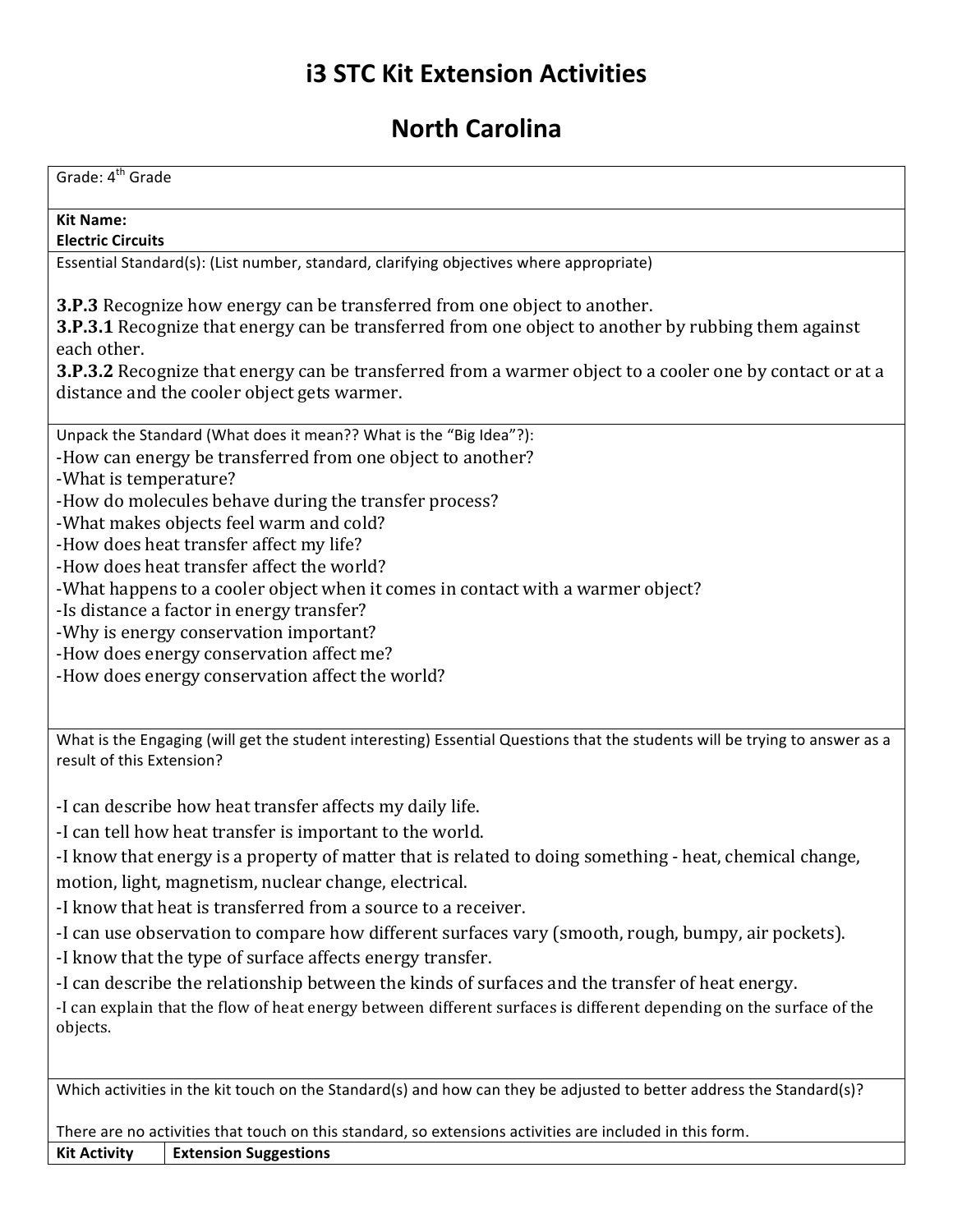# i3 STC Kit Extension Activities

# North Carolina

Grade: 4th Grade

**Kit Name:**
**Electric Circuits**

Essential Standard(s): (List number, standard, clarifying objectives where appropriate)

**3.P.3** Recognize how energy can be transferred from one object to another.
**3.P.3.1** Recognize that energy can be transferred from one object to another by rubbing them against each other.
**3.P.3.2** Recognize that energy can be transferred from a warmer object to a cooler one by contact or at a distance and the cooler object gets warmer.

Unpack the Standard (What does it mean?? What is the "Big Idea"?):
-How can energy be transferred from one object to another?
-What is temperature?
-How do molecules behave during the transfer process?
-What makes objects feel warm and cold?
-How does heat transfer affect my life?
-How does heat transfer affect the world?
-What happens to a cooler object when it comes in contact with a warmer object?
-Is distance a factor in energy transfer?
-Why is energy conservation important?
-How does energy conservation affect me?
-How does energy conservation affect the world?

What is the Engaging (will get the student interesting) Essential Questions that the students will be trying to answer as a result of this Extension?

-I can describe how heat transfer affects my daily life.
-I can tell how heat transfer is important to the world.
-I know that energy is a property of matter that is related to doing something - heat, chemical change, motion, light, magnetism, nuclear change, electrical.
-I know that heat is transferred from a source to a receiver.
-I can use observation to compare how different surfaces vary (smooth, rough, bumpy, air pockets).
-I know that the type of surface affects energy transfer.
-I can describe the relationship between the kinds of surfaces and the transfer of heat energy.
-I can explain that the flow of heat energy between different surfaces is different depending on the surface of the objects.

Which activities in the kit touch on the Standard(s) and how can they be adjusted to better address the Standard(s)?

There are no activities that touch on this standard, so extensions activities are included in this form.

| Kit Activity | Extension Suggestions |
| --- | --- |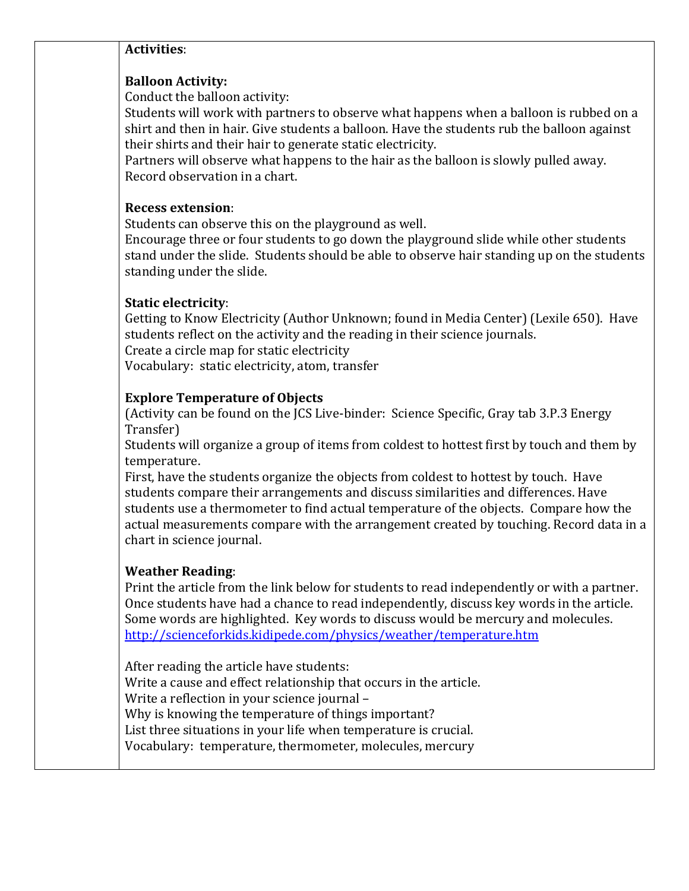**Activities**:

**Balloon Activity:**

Conduct the balloon activity:

Students will work with partners to observe what happens when a balloon is rubbed on a shirt and then in hair. Give students a balloon. Have the students rub the balloon against their shirts and their hair to generate static electricity.

Partners will observe what happens to the hair as the balloon is slowly pulled away. Record observation in a chart.

**Recess extension**:

Students can observe this on the playground as well.

Encourage three or four students to go down the playground slide while other students stand under the slide. Students should be able to observe hair standing up on the students standing under the slide.

**Static electricity**:

Getting to Know Electricity (Author Unknown; found in Media Center) (Lexile 650). Have students reflect on the activity and the reading in their science journals.

Create a circle map for static electricity

Vocabulary: static electricity, atom, transfer

**Explore Temperature of Objects**

(Activity can be found on the JCS Live-binder: Science Specific, Gray tab 3.P.3 Energy Transfer)

Students will organize a group of items from coldest to hottest first by touch and them by temperature.

First, have the students organize the objects from coldest to hottest by touch. Have students compare their arrangements and discuss similarities and differences. Have students use a thermometer to find actual temperature of the objects. Compare how the actual measurements compare with the arrangement created by touching. Record data in a chart in science journal.

**Weather Reading**:

Print the article from the link below for students to read independently or with a partner. Once students have had a chance to read independently, discuss key words in the article. Some words are highlighted. Key words to discuss would be mercury and molecules.

http://scienceforkids.kidipede.com/physics/weather/temperature.htm

After reading the article have students:

Write a cause and effect relationship that occurs in the article.

Write a reflection in your science journal –

Why is knowing the temperature of things important?

List three situations in your life when temperature is crucial.

Vocabulary: temperature, thermometer, molecules, mercury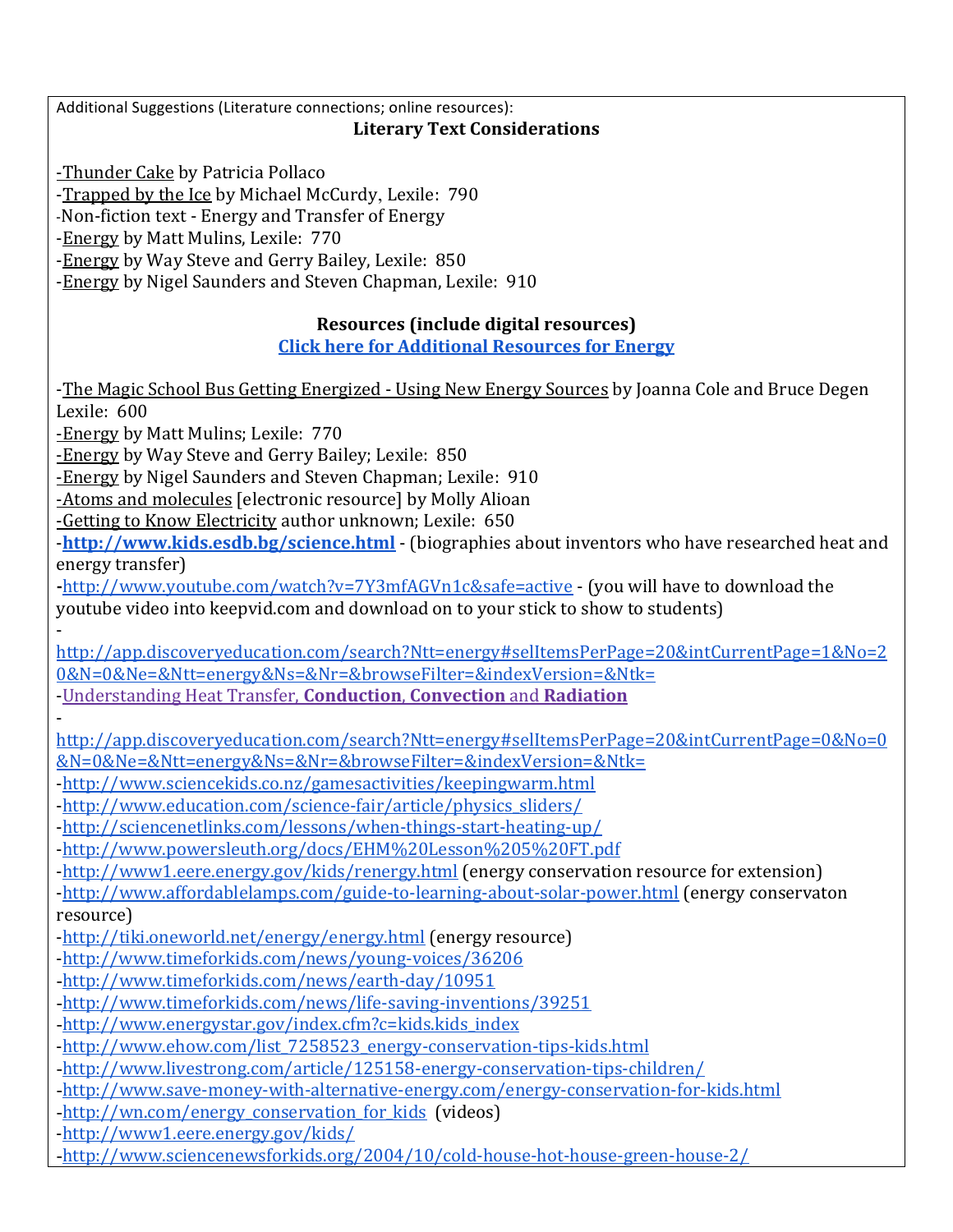Additional Suggestions (Literature connections; online resources):

**Literary Text Considerations**

-Thunder Cake by Patricia Pollaco
-Trapped by the Ice by Michael McCurdy, Lexile: 790
-Non-fiction text - Energy and Transfer of Energy
-Energy by Matt Mulins, Lexile: 770
-Energy by Way Steve and Gerry Bailey, Lexile: 850
-Energy by Nigel Saunders and Steven Chapman, Lexile: 910

**Resources (include digital resources)**

**Click here for Additional Resources for Energy**

-The Magic School Bus Getting Energized - Using New Energy Sources by Joanna Cole and Bruce Degen Lexile: 600
-Energy by Matt Mulins; Lexile: 770
-Energy by Way Steve and Gerry Bailey; Lexile: 850
-Energy by Nigel Saunders and Steven Chapman; Lexile: 910
-Atoms and molecules [electronic resource] by Molly Alioan
-Getting to Know Electricity author unknown; Lexile: 650
-**http://www.kids.esdb.bg/science.html** - (biographies about inventors who have researched heat and energy transfer)
-http://www.youtube.com/watch?v=7Y3mfAGVn1c&safe=active - (you will have to download the youtube video into keepvid.com and download on to your stick to show to students)
-http://app.discoveryeducation.com/search?Ntt=energy#selItemsPerPage=20&intCurrentPage=1&No=20&N=0&Ne=&Ntt=energy&Ns=&Nr=&browseFilter=&indexVersion=&Ntk=
-Understanding Heat Transfer, **Conduction**, **Convection** and **Radiation**
-http://app.discoveryeducation.com/search?Ntt=energy#selItemsPerPage=20&intCurrentPage=0&No=0&N=0&Ne=&Ntt=energy&Ns=&Nr=&browseFilter=&indexVersion=&Ntk=
-http://www.sciencekids.co.nz/gamesactivities/keepingwarm.html
-http://www.education.com/science-fair/article/physics_sliders/
-http://sciencenetlinks.com/lessons/when-things-start-heating-up/
-http://www.powersleuth.org/docs/EHM%20Lesson%205%20FT.pdf
-http://www1.eere.energy.gov/kids/renergy.html (energy conservation resource for extension)
-http://www.affordablelamps.com/guide-to-learning-about-solar-power.html (energy conservaton resource)
-http://tiki.oneworld.net/energy/energy.html (energy resource)
-http://www.timeforkids.com/news/young-voices/36206
-http://www.timeforkids.com/news/earth-day/10951
-http://www.timeforkids.com/news/life-saving-inventions/39251
-http://www.energystar.gov/index.cfm?c=kids.kids_index
-http://www.ehow.com/list_7258523_energy-conservation-tips-kids.html
-http://www.livestrong.com/article/125158-energy-conservation-tips-children/
-http://www.save-money-with-alternative-energy.com/energy-conservation-for-kids.html
-http://wn.com/energy_conservation_for_kids (videos)
-http://www1.eere.energy.gov/kids/
-http://www.sciencenewsforkids.org/2004/10/cold-house-hot-house-green-house-2/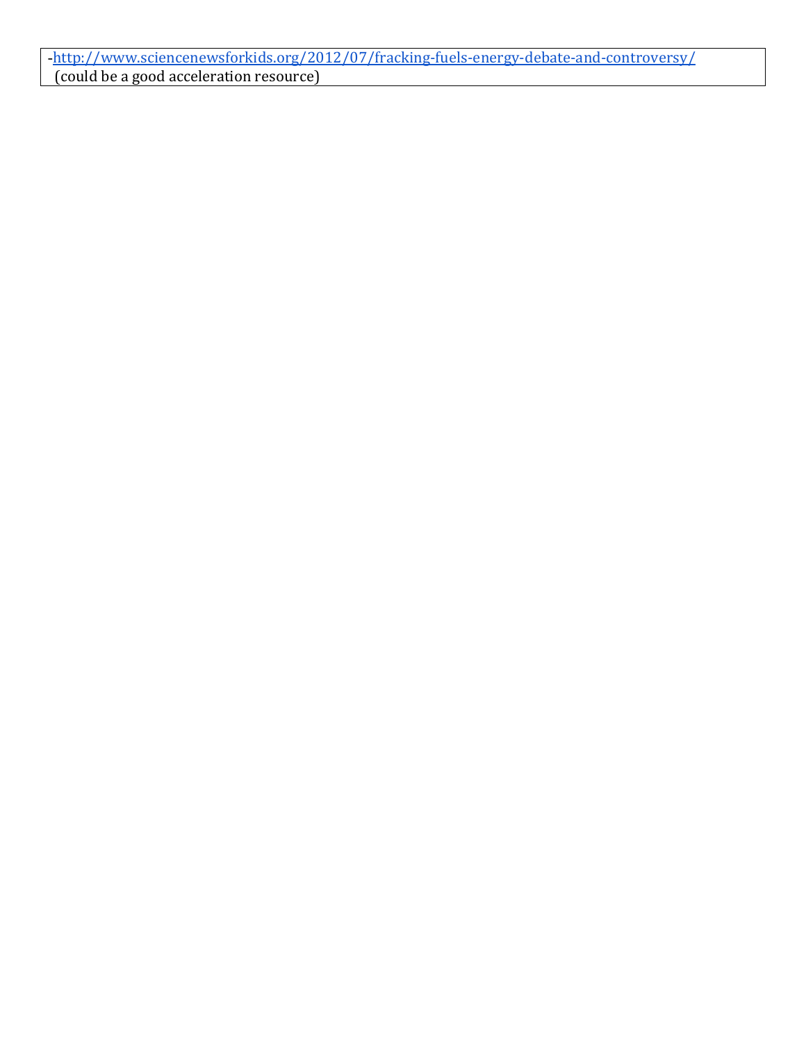| |
|---|
| -http://www.sciencenewsforkids.org/2012/07/fracking-fuels-energy-debate-and-controversy/ (could be a good acceleration resource) |